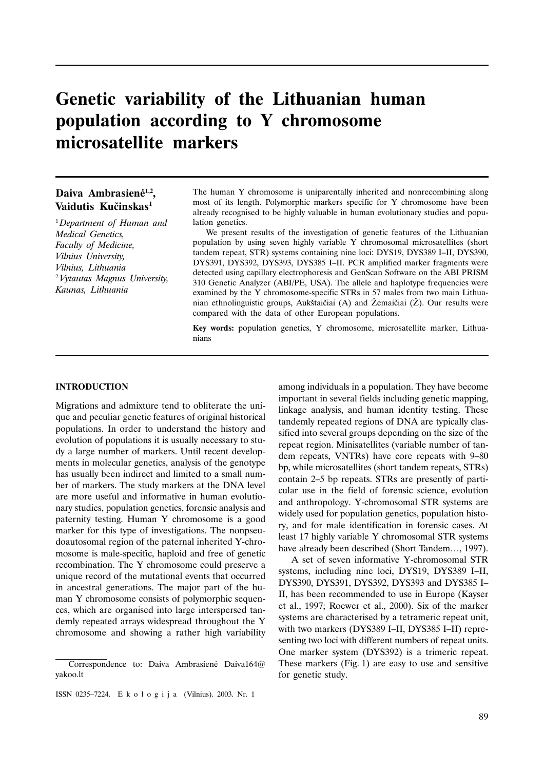# Genetic variability of the Lithuanian human population according to Y chromosome microsatellite markers

**Daiva Ambrasienė[1,2], Vaidutis Kučinskas[1]**

[1] *Department of Human and Medical Genetics, Faculty of Medicine, Vilnius University, Vilnius, Lithuania*

[2] *Vytautas Magnus University, Kaunas, Lithuania*

The human Y chromosome is uniparentally inherited and nonrecombining along most of its length. Polymorphic markers specific for Y chromosome have been already recognised to be highly valuable in human evolutionary studies and population genetics.

We present results of the investigation of genetic features of the Lithuanian population by using seven highly variable Y chromosomal microsatellites (short tandem repeat, STR) systems containing nine loci: DYS19, DYS389 I–II, DYS390, DYS391, DYS392, DYS393, DYS385 I–II. PCR amplified marker fragments were detected using capillary electrophoresis and GenScan Software on the ABI PRISM 310 Genetic Analyzer (ABI/PE, USA). The allele and haplotype frequencies were examined by the Y chromosome-specific STRs in 57 males from two main Lithuanian ethnolinguistic groups, Aukštaičiai (A) and Žemaičiai (Ž). Our results were compared with the data of other European populations.

**Key words:** population genetics, Y chromosome, microsatellite marker, Lithuanians

## INTRODUCTION

Migrations and admixture tend to obliterate the unique and peculiar genetic features of original historical populations. In order to understand the history and evolution of populations it is usually necessary to study a large number of markers. Until recent developments in molecular genetics, analysis of the genotype has usually been indirect and limited to a small number of markers. The study markers at the DNA level are more useful and informative in human evolutionary studies, population genetics, forensic analysis and paternity testing. Human Y chromosome is a good marker for this type of investigations. The nonpseudoautosomal region of the paternal inherited Y-chromosome is male-specific, haploid and free of genetic recombination. The Y chromosome could preserve a unique record of the mutational events that occurred in ancestral generations. The major part of the human Y chromosome consists of polymorphic sequences, which are organised into large interspersed tandemly repeated arrays widespread throughout the Y chromosome and showing a rather high variability among individuals in a population. They have become important in several fields including genetic mapping, linkage analysis, and human identity testing. These tandemly repeated regions of DNA are typically classified into several groups depending on the size of the repeat region. Minisatellites (variable number of tandem repeats, VNTRs) have core repeats with 9–80 bp, while microsatellites (short tandem repeats, STRs) contain 2–5 bp repeats. STRs are presently of particular use in the field of forensic science, evolution and anthropology. Y-chromosomal STR systems are widely used for population genetics, population history, and for male identification in forensic cases. At least 17 highly variable Y chromosomal STR systems have already been described (Short Tandem…, 1997).

A set of seven informative Y-chromosomal STR systems, including nine loci, DYS19, DYS389 I–II, DYS390, DYS391, DYS392, DYS393 and DYS385 I–II, has been recommended to use in Europe (Kayser et al., 1997; Roewer et al., 2000). Six of the marker systems are characterised by a tetrameric repeat unit, with two markers (DYS389 I–II, DYS385 I–II) representing two loci with different numbers of repeat units. One marker system (DYS392) is a trimeric repeat. These markers (Fig. 1) are easy to use and sensitive for genetic study.

Correspondence to: Daiva Ambrasienė Daiva164@yakoo.lt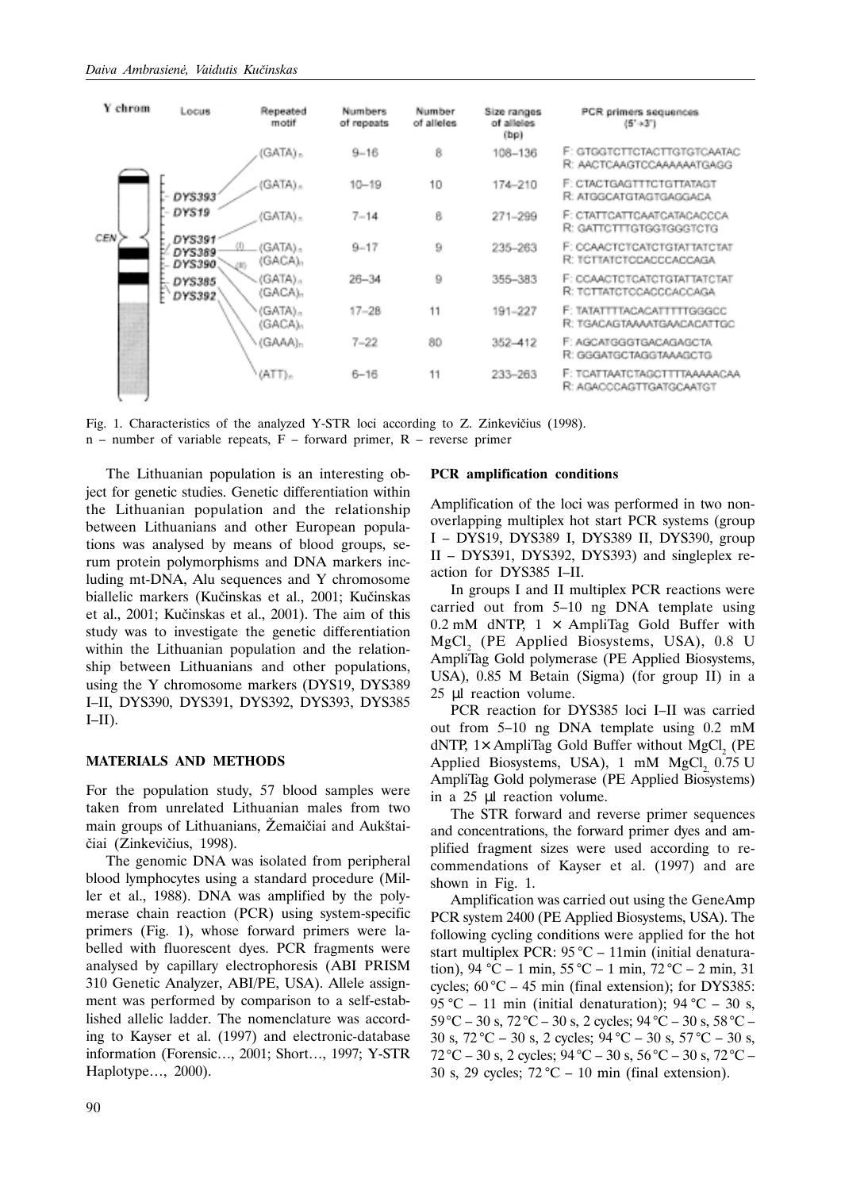| Y chrom | Locus | Repeated motif | Numbers of repeats | Number of alleles | Size ranges of alleles (bp) | PCR primers sequences (5'→3') |
|---|---|---|---|---|---|---|
| | | (GATA)$_n$ | 9–16 | 8 | 108–136 | F: GTGGTCTTCTACTTGTGTCAATAC<br>R: AACTCAAGTCCAAAAAATGAGG |
| | DYS393 | (GATA)$_n$ | 10–19 | 10 | 174–210 | F: CTACTGAGTTTCTGTTATAGT<br>R: ATGGCATGTAGTGAGGACA |
| | DYS19 | (GATA)$_n$ | 7–14 | 8 | 271–299 | F: CTATTCATTCAATCATACACCCA<br>R: GATTCTTTGTGGTGGGTCTG |
| CEN | DYS391, DYS389 (I) | (GATA)$_n$ | 9–17 | 9 | 235–263 | F: CCAACTCTCATCTGTATTATCTAT<br>R: TCTTATCTCCACCCACCAGA |
| | DYS389 (II) | (GATA)$_n$ (GACA)$_n$ | 26–34 | 9 | 355–383 | F: CCAACTCTCATCTGTATTATCTAT<br>R: TCTTATCTCCACCCACCAGA |
| | DYS390 | (GATA)$_n$ (GACA)$_n$ | 17–28 | 11 | 191–227 | F: TATATTTTACACATTTTTGGGCC<br>R: TGACAGTAAAATGAACACATTGC |
| | DYS385 | (GAAA)$_n$ | 7–22 | 80 | 352–412 | F: AGCATGGGTGACAGAGCTA<br>R: GGGATGCTAGGTAAAGCTG |
| | DYS392 | (ATT)$_n$ | 6–16 | 11 | 233–263 | F: TCATTAATCTAGCTTTTAAAAACAA<br>R: AGACCCAGTTGATGCAATGT |

Fig. 1. Characteristics of the analyzed Y-STR loci according to Z. Zinkevičius (1998).
n – number of variable repeats, F – forward primer, R – reverse primer

The Lithuanian population is an interesting object for genetic studies. Genetic differentiation within the Lithuanian population and the relationship between Lithuanians and other European populations was analysed by means of blood groups, serum protein polymorphisms and DNA markers including mt-DNA, Alu sequences and Y chromosome biallelic markers (Kučinskas et al., 2001; Kučinskas et al., 2001; Kučinskas et al., 2001). The aim of this study was to investigate the genetic differentiation within the Lithuanian population and the relationship between Lithuanians and other populations, using the Y chromosome markers (DYS19, DYS389 I–II, DYS390, DYS391, DYS392, DYS393, DYS385 I–II).

## MATERIALS AND METHODS

For the population study, 57 blood samples were taken from unrelated Lithuanian males from two main groups of Lithuanians, Žemaičiai and Aukštaičiai (Zinkevičius, 1998).

The genomic DNA was isolated from peripheral blood lymphocytes using a standard procedure (Miller et al., 1988). DNA was amplified by the polymerase chain reaction (PCR) using system-specific primers (Fig. 1), whose forward primers were labelled with fluorescent dyes. PCR fragments were analysed by capillary electrophoresis (ABI PRISM 310 Genetic Analyzer, ABI/PE, USA). Allele assignment was performed by comparison to a self-established allelic ladder. The nomenclature was according to Kayser et al. (1997) and electronic-database information (Forensic…, 2001; Short…, 1997; Y-STR Haplotype…, 2000).

**PCR amplification conditions**

Amplification of the loci was performed in two non-overlapping multiplex hot start PCR systems (group I – DYS19, DYS389 I, DYS389 II, DYS390, group II – DYS391, DYS392, DYS393) and singleplex reaction for DYS385 I–II.

In groups I and II multiplex PCR reactions were carried out from 5–10 ng DNA template using 0.2 mM dNTP, 1 × AmpliTag Gold Buffer with $MgCl_2$ (PE Applied Biosystems, USA), 0.8 U AmpliTag Gold polymerase (PE Applied Biosystems, USA), 0.85 M Betain (Sigma) (for group II) in a 25 µl reaction volume.

PCR reaction for DYS385 loci I–II was carried out from 5–10 ng DNA template using 0.2 mM dNTP, 1× AmpliTag Gold Buffer without $MgCl_2$ (PE Applied Biosystems, USA), 1 mM $MgCl_2$ 0.75 U AmpliTag Gold polymerase (PE Applied Biosystems) in a 25 µl reaction volume.

The STR forward and reverse primer sequences and concentrations, the forward primer dyes and amplified fragment sizes were used according to recommendations of Kayser et al. (1997) and are shown in Fig. 1.

Amplification was carried out using the GeneAmp PCR system 2400 (PE Applied Biosystems, USA). The following cycling conditions were applied for the hot start multiplex PCR: 95 °C – 11min (initial denaturation), 94 °C – 1 min, 55 °C – 1 min, 72 °C – 2 min, 31 cycles; 60 °C – 45 min (final extension); for DYS385: 95 °C – 11 min (initial denaturation); 94 °C – 30 s, 59 °C – 30 s, 72 °C – 30 s, 2 cycles; 94 °C – 30 s, 58 °C – 30 s, 72 °C – 30 s, 2 cycles; 94 °C – 30 s, 57 °C – 30 s, 72 °C – 30 s, 2 cycles; 94 °C – 30 s, 56 °C – 30 s, 72 °C – 30 s, 29 cycles; 72 °C – 10 min (final extension).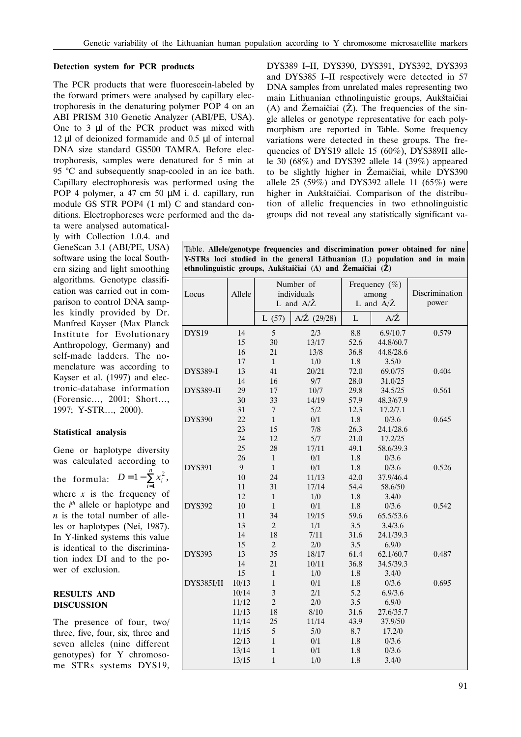### Detection system for PCR products

The PCR products that were fluorescein-labeled by the forward primers were analysed by capillary electrophoresis in the denaturing polymer POP 4 on an ABI PRISM 310 Genetic Analyzer (ABI/PE, USA). One to 3 µl of the PCR product was mixed with 12 µl of deionized formamide and 0.5 µl of internal DNA size standard GS500 TAMRA. Before electrophoresis, samples were denatured for 5 min at 95 °C and subsequently snap-cooled in an ice bath. Capillary electrophoresis was performed using the POP 4 polymer, a 47 cm 50 µM i. d. capillary, run module GS STR POP4 (1 ml) C and standard conditions. Electrophoreses were performed and the data were analysed automatically with Collection 1.0.4. and GeneScan 3.1 (ABI/PE, USA) software using the local Southern sizing and light smoothing algorithms. Genotype classification was carried out in comparison to control DNA samples kindly provided by Dr. Manfred Kayser (Max Planck Institute for Evolutionary Anthropology, Germany) and self-made ladders. The nomenclature was according to Kayser et al. (1997) and electronic-database information (Forensic…, 2001; Short…, 1997; Y-STR…, 2000).

### Statistical analysis

Gene or haplotype diversity was calculated according to the formula: $D = 1 - \sum_{i=1}^{n} x_i^2$, where $x$ is the frequency of the $i^{th}$ allele or haplotype and $n$ is the total number of alleles or haplotypes (Nei, 1987). In Y-linked systems this value is identical to the discrimination index DI and to the power of exclusion.

## RESULTS AND DISCUSSION

The presence of four, two/three, five, four, six, three and seven alleles (nine different genotypes) for Y chromosome STRs systems DYS19, DYS389 I–II, DYS390, DYS391, DYS392, DYS393 and DYS385 I–II respectively were detected in 57 DNA samples from unrelated males representing two main Lithuanian ethnolinguistic groups, Aukštaičiai (A) and Žemaičiai (Ž). The frequencies of the single alleles or genotype representative for each polymorphism are reported in Table. Some frequency variations were detected in these groups. The frequencies of DYS19 allele 15 (60%), DYS389II allele 30 (68%) and DYS392 allele 14 (39%) appeared to be slightly higher in Žemaičiai, while DYS390 allele 25 (59%) and DYS392 allele 11 (65%) were higher in Aukštaičiai. Comparison of the distribution of allelic frequencies in two ethnolinguistic groups did not reveal any statistically significant va-

**Table. Allele/genotype frequencies and discrimination power obtained for nine Y-STRs loci studied in the general Lithuanian (L) population and in main ethnolinguistic groups, Aukštaičiai (A) and Žemaičiai (Ž)**

| Locus | Allele | Number of individuals L and A/Ž | | Frequency (%) among L and A/Ž | | Discrimination power |
|---|---|---|---|---|---|---|
| | | L (57) | A/Ž (29/28) | L | A/Ž | |
| DYS19 | 14 | 5 | 2/3 | 8.8 | 6.9/10.7 | 0.579 |
| | 15 | 30 | 13/17 | 52.6 | 44.8/60.7 | |
| | 16 | 21 | 13/8 | 36.8 | 44.8/28.6 | |
| | 17 | 1 | 1/0 | 1.8 | 3.5/0 | |
| DYS389-I | 13 | 41 | 20/21 | 72.0 | 69.0/75 | 0.404 |
| | 14 | 16 | 9/7 | 28.0 | 31.0/25 | |
| DYS389-II | 29 | 17 | 10/7 | 29.8 | 34.5/25 | 0.561 |
| | 30 | 33 | 14/19 | 57.9 | 48.3/67.9 | |
| | 31 | 7 | 5/2 | 12.3 | 17.2/7.1 | |
| DYS390 | 22 | 1 | 0/1 | 1.8 | 0/3.6 | 0.645 |
| | 23 | 15 | 7/8 | 26.3 | 24.1/28.6 | |
| | 24 | 12 | 5/7 | 21.0 | 17.2/25 | |
| | 25 | 28 | 17/11 | 49.1 | 58.6/39.3 | |
| | 26 | 1 | 0/1 | 1.8 | 0/3.6 | |
| DYS391 | 9 | 1 | 0/1 | 1.8 | 0/3.6 | 0.526 |
| | 10 | 24 | 11/13 | 42.0 | 37.9/46.4 | |
| | 11 | 31 | 17/14 | 54.4 | 58.6/50 | |
| | 12 | 1 | 1/0 | 1.8 | 3.4/0 | |
| DYS392 | 10 | 1 | 0/1 | 1.8 | 0/3.6 | 0.542 |
| | 11 | 34 | 19/15 | 59.6 | 65.5/53.6 | |
| | 13 | 2 | 1/1 | 3.5 | 3.4/3.6 | |
| | 14 | 18 | 7/11 | 31.6 | 24.1/39.3 | |
| | 15 | 2 | 2/0 | 3.5 | 6.9/0 | |
| DYS393 | 13 | 35 | 18/17 | 61.4 | 62.1/60.7 | 0.487 |
| | 14 | 21 | 10/11 | 36.8 | 34.5/39.3 | |
| | 15 | 1 | 1/0 | 1.8 | 3.4/0 | |
| DYS385I/II | 10/13 | 1 | 0/1 | 1.8 | 0/3.6 | 0.695 |
| | 10/14 | 3 | 2/1 | 5.2 | 6.9/3.6 | |
| | 11/12 | 2 | 2/0 | 3.5 | 6.9/0 | |
| | 11/13 | 18 | 8/10 | 31.6 | 27.6/35.7 | |
| | 11/14 | 25 | 11/14 | 43.9 | 37.9/50 | |
| | 11/15 | 5 | 5/0 | 8.7 | 17.2/0 | |
| | 12/13 | 1 | 0/1 | 1.8 | 0/3.6 | |
| | 13/14 | 1 | 0/1 | 1.8 | 0/3.6 | |
| | 13/15 | 1 | 1/0 | 1.8 | 3.4/0 | |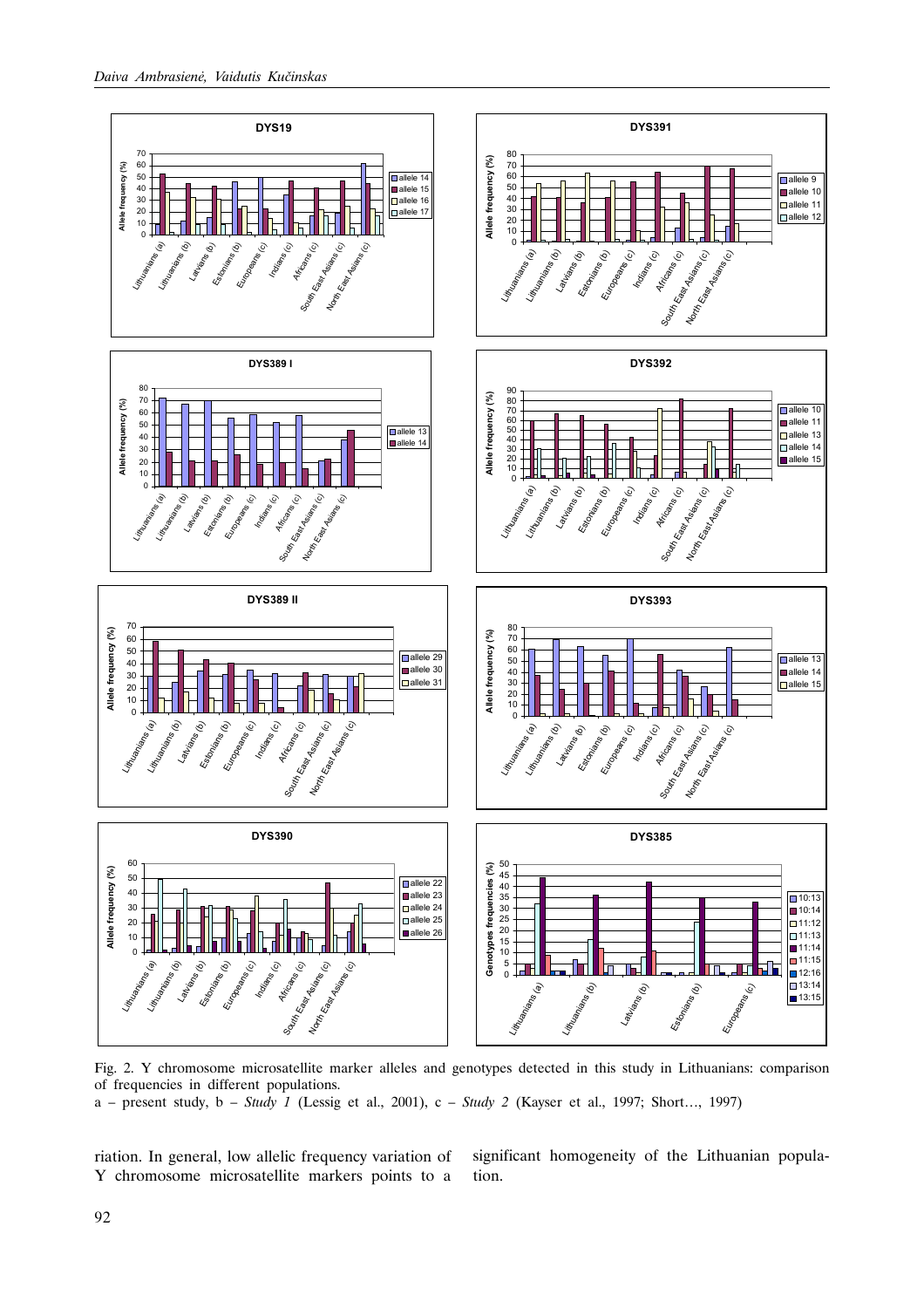Fig. 2. Y chromosome microsatellite marker alleles and genotypes detected in this study in Lithuanians: comparison of frequencies in different populations.

a – present study, b – *Study 1* (Lessig et al., 2001), c – *Study 2* (Kayser et al., 1997; Short…, 1997)

riation. In general, low allelic frequency variation of Y chromosome microsatellite markers points to a significant homogeneity of the Lithuanian population.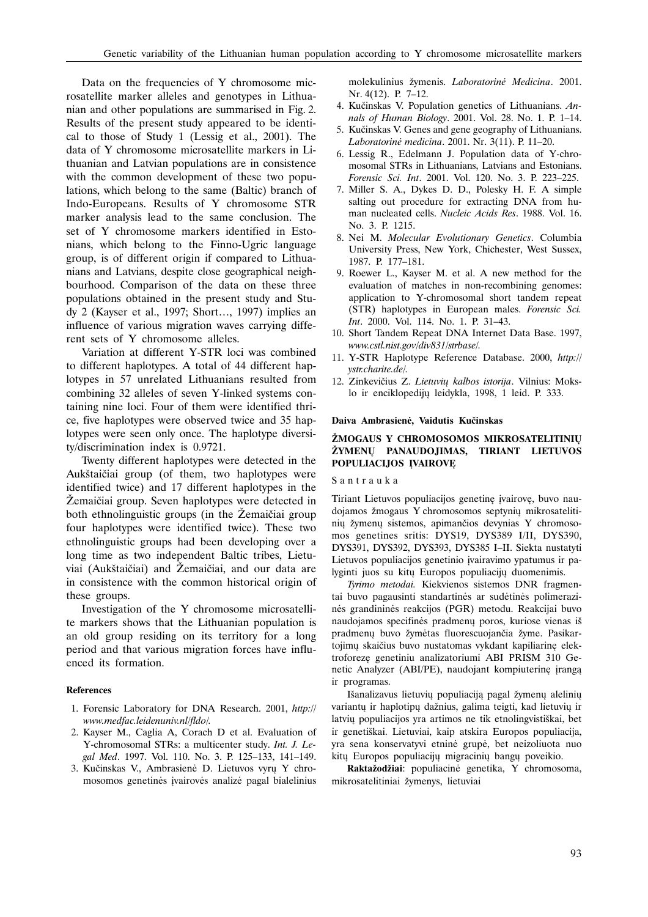Data on the frequencies of Y chromosome microsatellite marker alleles and genotypes in Lithuanian and other populations are summarised in Fig. 2. Results of the present study appeared to be identical to those of Study 1 (Lessig et al., 2001). The data of Y chromosome microsatellite markers in Lithuanian and Latvian populations are in consistence with the common development of these two populations, which belong to the same (Baltic) branch of Indo-Europeans. Results of Y chromosome STR marker analysis lead to the same conclusion. The set of Y chromosome markers identified in Estonians, which belong to the Finno-Ugric language group, is of different origin if compared to Lithuanians and Latvians, despite close geographical neighbourhood. Comparison of the data on these three populations obtained in the present study and Study 2 (Kayser et al., 1997; Short…, 1997) implies an influence of various migration waves carrying different sets of Y chromosome alleles.

Variation at different Y-STR loci was combined to different haplotypes. A total of 44 different haplotypes in 57 unrelated Lithuanians resulted from combining 32 alleles of seven Y-linked systems containing nine loci. Four of them were identified thrice, five haplotypes were observed twice and 35 haplotypes were seen only once. The haplotype diversity/discrimination index is 0.9721.

Twenty different haplotypes were detected in the Aukštaičiai group (of them, two haplotypes were identified twice) and 17 different haplotypes in the Žemaičiai group. Seven haplotypes were detected in both ethnolinguistic groups (in the Žemaičiai group four haplotypes were identified twice). These two ethnolinguistic groups had been developing over a long time as two independent Baltic tribes, Lietuviai (Aukštaičiai) and Žemaičiai, and our data are in consistence with the common historical origin of these groups.

Investigation of the Y chromosome microsatellite markers shows that the Lithuanian population is an old group residing on its territory for a long period and that various migration forces have influenced its formation.

### References

1. Forensic Laboratory for DNA Research. 2001, *http://www.medfac.leidenuniv.nl/fldo/.*
2. Kayser M., Caglia A, Corach D et al. Evaluation of Y-chromosomal STRs: a multicenter study. *Int. J. Legal Med*. 1997. Vol. 110. No. 3. P. 125–133, 141–149.
3. Kučinskas V., Ambrasienė D. Lietuvos vyrų Y chromosomos genetinės įvairovės analizė pagal bialelinius molekulinius žymenis. *Laboratorinė Medicina*. 2001. Nr. 4(12). P. 7–12.
4. Kučinskas V. Population genetics of Lithuanians. *Annals of Human Biology*. 2001. Vol. 28. No. 1. P. 1–14.
5. Kučinskas V. Genes and gene geography of Lithuanians. *Laboratorinė medicina*. 2001. Nr. 3(11). P. 11–20.
6. Lessig R., Edelmann J. Population data of Y-chromosomal STRs in Lithuanians, Latvians and Estonians. *Forensic Sci. Int*. 2001. Vol. 120. No. 3. P. 223–225.
7. Miller S. A., Dykes D. D., Polesky H. F. A simple salting out procedure for extracting DNA from human nucleated cells. *Nucleic Acids Res*. 1988. Vol. 16. No. 3. P. 1215.
8. Nei M. *Molecular Evolutionary Genetics*. Columbia University Press, New York, Chichester, West Sussex, 1987. P. 177–181.
9. Roewer L., Kayser M. et al. A new method for the evaluation of matches in non-recombining genomes: application to Y-chromosomal short tandem repeat (STR) haplotypes in European males. *Forensic Sci. Int*. 2000. Vol. 114. No. 1. P. 31–43.
10. Short Tandem Repeat DNA Internet Data Base. 1997, *www.cstl.nist.gov/div831/strbase/.*
11. Y-STR Haplotype Reference Database. 2000, *http://ystr.charite.de/.*
12. Zinkevičius Z. *Lietuvių kalbos istorija*. Vilnius: Mokslo ir enciklopedijų leidykla, 1998, 1 leid. P. 333.

**Daiva Ambrasienė, Vaidutis Kučinskas**

**ŽMOGAUS Y CHROMOSOMOS MIKROSATELITINIŲ ŽYMENŲ PANAUDOJIMAS, TIRIANT LIETUVOS POPULIACIJOS ĮVAIROVĘ**

S a n t r a u k a

Tiriant Lietuvos populiacijos genetinę įvairovę, buvo naudojamos žmogaus Y chromosomos septynių mikrosatelitinių žymenų sistemos, apimančios devynias Y chromosomos genetines sritis: DYS19, DYS389 I/II, DYS390, DYS391, DYS392, DYS393, DYS385 I–II. Siekta nustatyti Lietuvos populiacijos genetinio įvairavimo ypatumus ir palyginti juos su kitų Europos populiacijų duomenimis.

*Tyrimo metodai.* Kiekvienos sistemos DNR fragmentai buvo pagausinti standartinės ar sudėtinės polimerazinės grandininės reakcijos (PGR) metodu. Reakcijai buvo naudojamos specifinės pradmenų poros, kuriose vienas iš pradmenų buvo žymėtas fluorescuojančia žyme. Pasikartojimų skaičius buvo nustatomas vykdant kapiliarinę elektroforezę genetiniu analizatoriumi ABI PRISM 310 Genetic Analyzer (ABI/PE), naudojant kompiuterinę įrangą ir programas.

Išanalizavus lietuvių populiaciją pagal žymenų alelinių variantų ir haplotipų dažnius, galima teigti, kad lietuvių ir latvių populiacijos yra artimos ne tik etnolingvistiškai, bet ir genetiškai. Lietuviai, kaip atskira Europos populiacija, yra sena konservatyvi etninė grupė, bet neizoliuota nuo kitų Europos populiacijų migracinių bangų poveikio.

**Raktažodžiai**: populiacinė genetika, Y chromosoma, mikrosatelitiniai žymenys, lietuviai